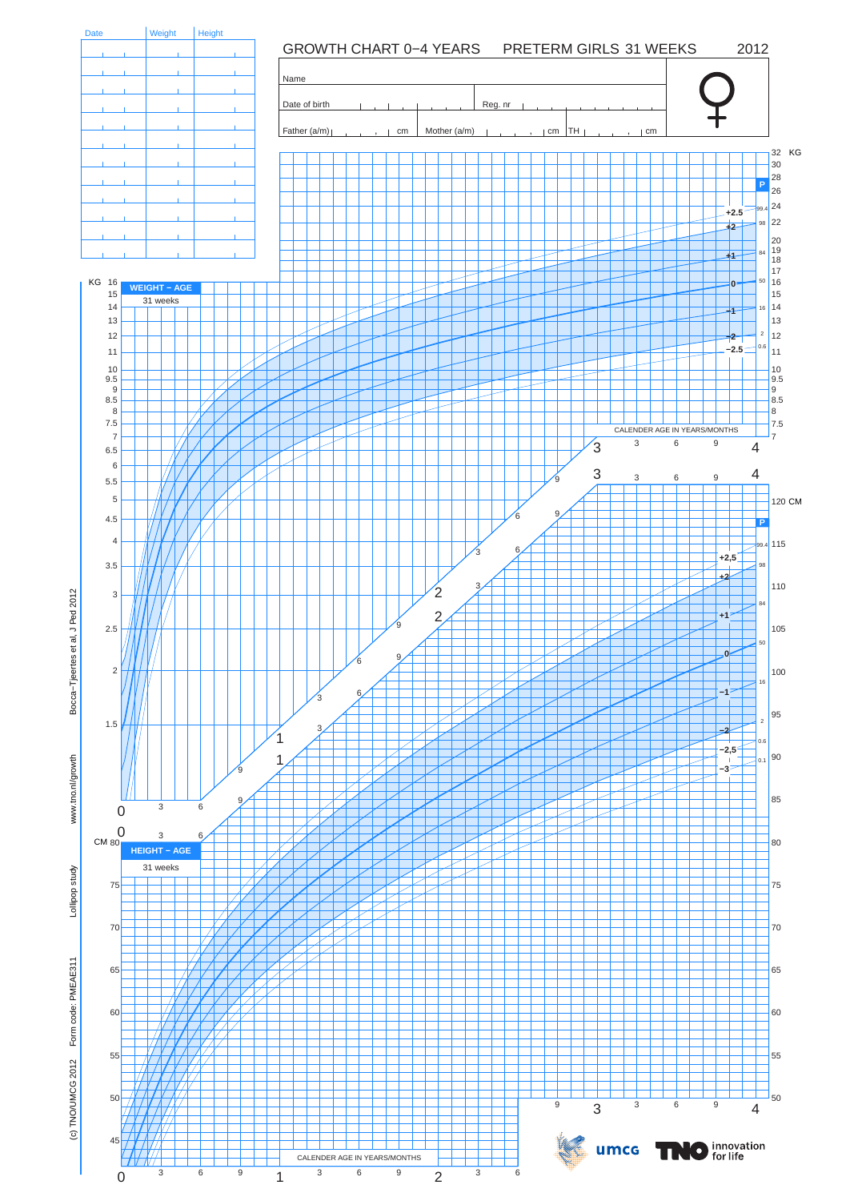# GROWTH CHART 0–4 YEARS PRETERM GIRLS 31 WEEKS 2012

| Date | Weight | Height |
|---|---|---|
| | | |
| | | |
| | | |
| | | |
| | | |
| | | |
| | | |
| | | |
| | | |
| | | |
| | | |
| | | |

Name

Date of birth | Reg. nr

Father (a/m) cm | Mother (a/m) cm | TH cm

♀

**WEIGHT – AGE**
31 weeks

KG 16, 15, 14, 13, 12, 11, 10, 9.5, 9, 8.5, 8, 7.5, 7, 6.5, 6, 5.5, 5, 4.5, 4, 3.5, 3, 2.5, 2, 1.5

32 KG, 30, 28, 26, 24, 22, 20, 19, 18, 17, 16, 15, 14, 13, 12, 11, 10, 9.5, 9, 8.5, 8, 7.5, 7

P: 99.4 (+2.5), 98 (+2), 84 (+1), 50 (0), 16 (−1), 2 (−2), 0.6 (−2.5)

CALENDER AGE IN YEARS/MONTHS

0, 3, 6, 9, 1, 3, 6, 9, 2, 3, 6, 9, 3, 3, 6, 9, 4

**HEIGHT – AGE**
31 weeks

CM 80, 75, 70, 65, 60, 55, 50, 45

120 CM, 115, 110, 105, 100, 95, 90, 85, 80, 75, 70, 65, 60, 55, 50

P: 99.4 (+2.5), 98 (+2), 84 (+1), 50 (0), 16 (−1), 2 (−2), 0.6 (−2.5), 0.1 (−3)

CALENDER AGE IN YEARS/MONTHS

(c) TNO/UMCG 2012 Form code: PMEAE311 Lollipop study www.tno.nl/growth Bocca−Tjeertes et al, J Ped 2012

umcg TNO innovation for life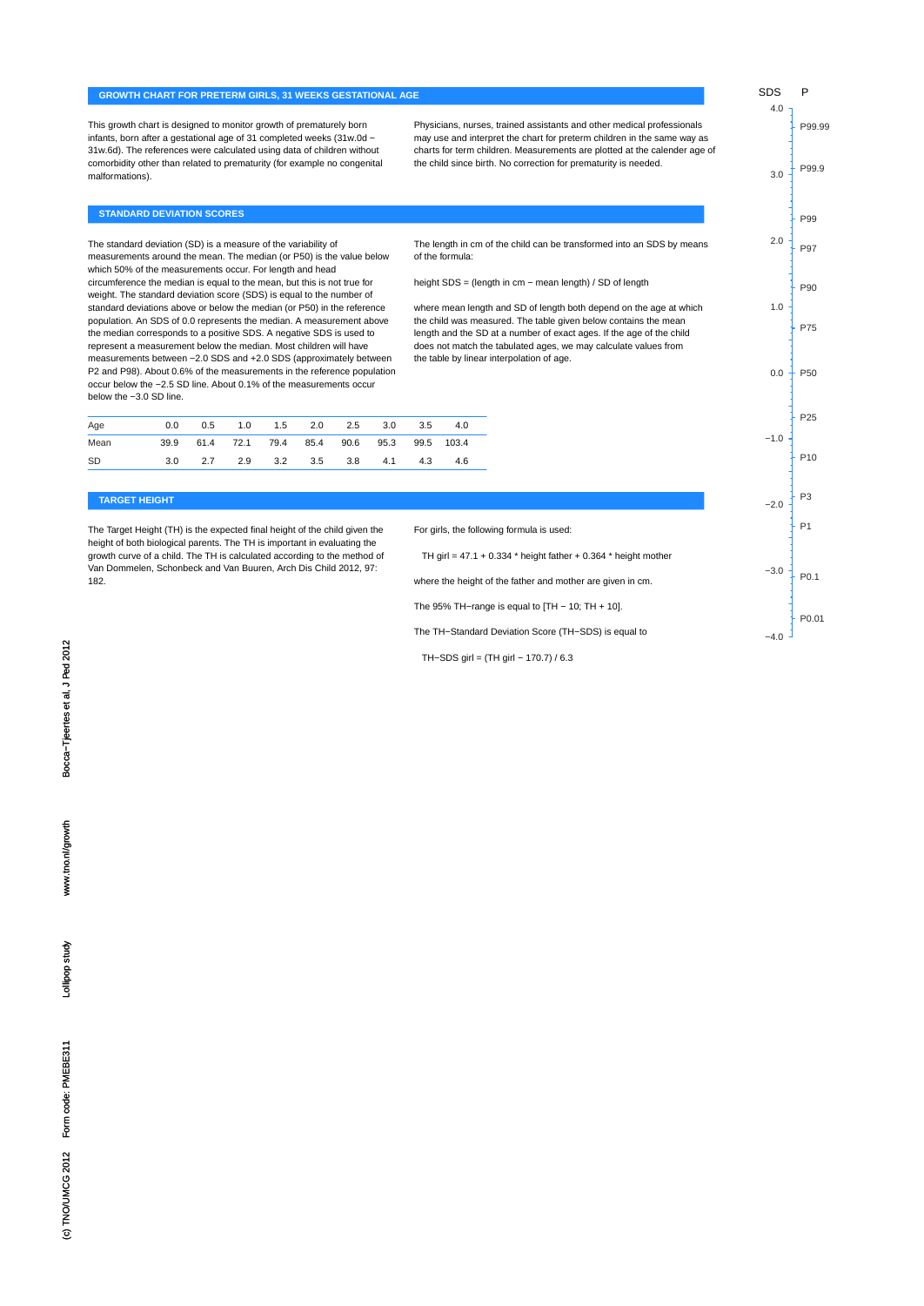## GROWTH CHART FOR PRETERM GIRLS, 31 WEEKS GESTATIONAL AGE

This growth chart is designed to monitor growth of prematurely born infants, born after a gestational age of 31 completed weeks (31w.0d − 31w.6d). The references were calculated using data of children without comorbidity other than related to prematurity (for example no congenital malformations).

Physicians, nurses, trained assistants and other medical professionals may use and interpret the chart for preterm children in the same way as charts for term children. Measurements are plotted at the calender age of the child since birth. No correction for prematurity is needed.

## STANDARD DEVIATION SCORES

The standard deviation (SD) is a measure of the variability of measurements around the mean. The median (or P50) is the value below which 50% of the measurements occur. For length and head circumference the median is equal to the mean, but this is not true for weight. The standard deviation score (SDS) is equal to the number of standard deviations above or below the median (or P50) in the reference population. An SDS of 0.0 represents the median. A measurement above the median corresponds to a positive SDS. A negative SDS is used to represent a measurement below the median. Most children will have measurements between −2.0 SDS and +2.0 SDS (approximately between P2 and P98). About 0.6% of the measurements in the reference population occur below the −2.5 SD line. About 0.1% of the measurements occur below the −3.0 SD line.

| Age | 0.0 | 0.5 | 1.0 | 1.5 | 2.0 | 2.5 | 3.0 | 3.5 | 4.0 |
|---|---|---|---|---|---|---|---|---|---|
| Mean | 39.9 | 61.4 | 72.1 | 79.4 | 85.4 | 90.6 | 95.3 | 99.5 | 103.4 |
| SD | 3.0 | 2.7 | 2.9 | 3.2 | 3.5 | 3.8 | 4.1 | 4.3 | 4.6 |

The length in cm of the child can be transformed into an SDS by means of the formula:

height SDS = (length in cm − mean length) / SD of length

where mean length and SD of length both depend on the age at which the child was measured. The table given below contains the mean length and the SD at a number of exact ages. If the age of the child does not match the tabulated ages, we may calculate values from the table by linear interpolation of age.

## TARGET HEIGHT

The Target Height (TH) is the expected final height of the child given the height of both biological parents. The TH is important in evaluating the growth curve of a child. The TH is calculated according to the method of Van Dommelen, Schonbeck and Van Buuren, Arch Dis Child 2012, 97: 182.

For girls, the following formula is used:

TH girl = 47.1 + 0.334 * height father + 0.364 * height mother

where the height of the father and mother are given in cm.

The 95% TH−range is equal to [TH − 10; TH + 10].

The TH−Standard Deviation Score (TH−SDS) is equal to

TH−SDS girl = (TH girl − 170.7) / 6.3

SDS P

4.0
P99.99
3.0
P99.9
P99
2.0
P97
P90
1.0
P75
0.0
P50
P25
−1.0
P10
P3
−2.0
P1
−3.0
P0.1
P0.01
−4.0

(c) TNO/UMCG 2012 Form code: PMEBE311 Lollipop study www.tno.nl/growth Bocca−Tjeertes et al, J Ped 2012